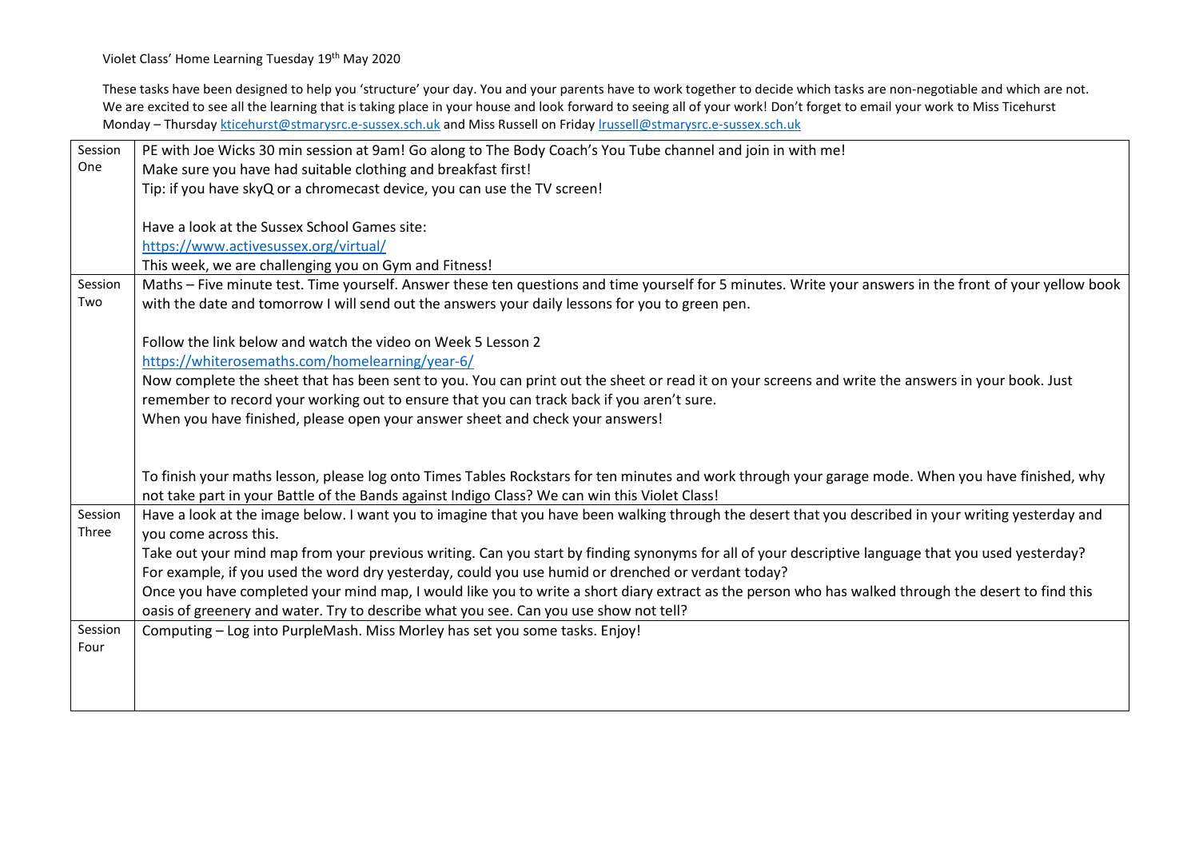Violet Class' Home Learning Tuesday 19th May 2020

These tasks have been designed to help you 'structure' your day. You and your parents have to work together to decide which tasks are non-negotiable and which are not. We are excited to see all the learning that is taking place in your house and look forward to seeing all of your work! Don't forget to email your work to Miss Ticehurst Monday – Thursday kticehurst@stmarysrc.e-sussex.sch.uk and Miss Russell on Friday lrussell@stmarysrc.e-sussex.sch.uk

| Session | Tasks |
|---|---|
| Session One | PE with Joe Wicks 30 min session at 9am! Go along to The Body Coach's You Tube channel and join in with me!<br>Make sure you have had suitable clothing and breakfast first!<br>Tip: if you have skyQ or a chromecast device, you can use the TV screen!<br><br>Have a look at the Sussex School Games site:<br>https://www.activesussex.org/virtual/<br>This week, we are challenging you on Gym and Fitness! |
| Session Two | Maths – Five minute test. Time yourself. Answer these ten questions and time yourself for 5 minutes. Write your answers in the front of your yellow book with the date and tomorrow I will send out the answers your daily lessons for you to green pen.<br><br>Follow the link below and watch the video on Week 5 Lesson 2<br>https://whiterosemaths.com/homelearning/year-6/<br>Now complete the sheet that has been sent to you. You can print out the sheet or read it on your screens and write the answers in your book. Just remember to record your working out to ensure that you can track back if you aren't sure.<br>When you have finished, please open your answer sheet and check your answers!<br><br>To finish your maths lesson, please log onto Times Tables Rockstars for ten minutes and work through your garage mode. When you have finished, why not take part in your Battle of the Bands against Indigo Class? We can win this Violet Class! |
| Session Three | Have a look at the image below. I want you to imagine that you have been walking through the desert that you described in your writing yesterday and you come across this.<br>Take out your mind map from your previous writing. Can you start by finding synonyms for all of your descriptive language that you used yesterday? For example, if you used the word dry yesterday, could you use humid or drenched or verdant today?<br>Once you have completed your mind map, I would like you to write a short diary extract as the person who has walked through the desert to find this oasis of greenery and water. Try to describe what you see. Can you use show not tell? |
| Session Four | Computing – Log into PurpleMash. Miss Morley has set you some tasks. Enjoy! |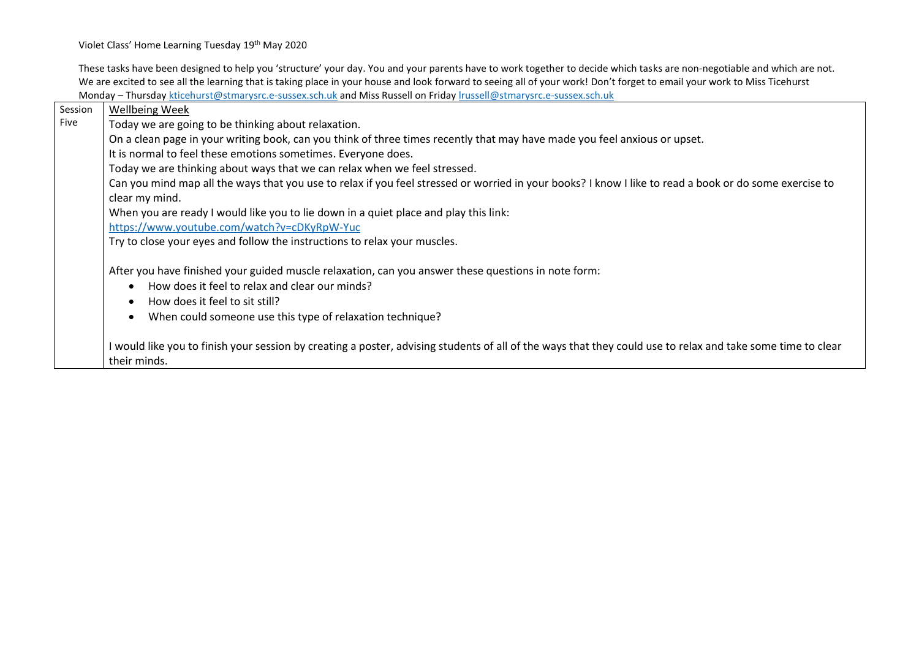Violet Class' Home Learning Tuesday 19th May 2020

These tasks have been designed to help you 'structure' your day. You and your parents have to work together to decide which tasks are non-negotiable and which are not. We are excited to see all the learning that is taking place in your house and look forward to seeing all of your work! Don't forget to email your work to Miss Ticehurst Monday – Thursday kticehurst@stmarysrc.e-sussex.sch.uk and Miss Russell on Friday lrussell@stmarysrc.e-sussex.sch.uk

| | |
|---|---|
| Session Five | Wellbeing Week<br>Today we are going to be thinking about relaxation.<br>On a clean page in your writing book, can you think of three times recently that may have made you feel anxious or upset.<br>It is normal to feel these emotions sometimes. Everyone does.<br>Today we are thinking about ways that we can relax when we feel stressed.<br>Can you mind map all the ways that you use to relax if you feel stressed or worried in your books? I know I like to read a book or do some exercise to clear my mind.<br>When you are ready I would like you to lie down in a quiet place and play this link:<br>https://www.youtube.com/watch?v=cDKyRpW-Yuc<br>Try to close your eyes and follow the instructions to relax your muscles.<br><br>After you have finished your guided muscle relaxation, can you answer these questions in note form:<br>• How does it feel to relax and clear our minds?<br>• How does it feel to sit still?<br>• When could someone use this type of relaxation technique?<br><br>I would like you to finish your session by creating a poster, advising students of all of the ways that they could use to relax and take some time to clear their minds. |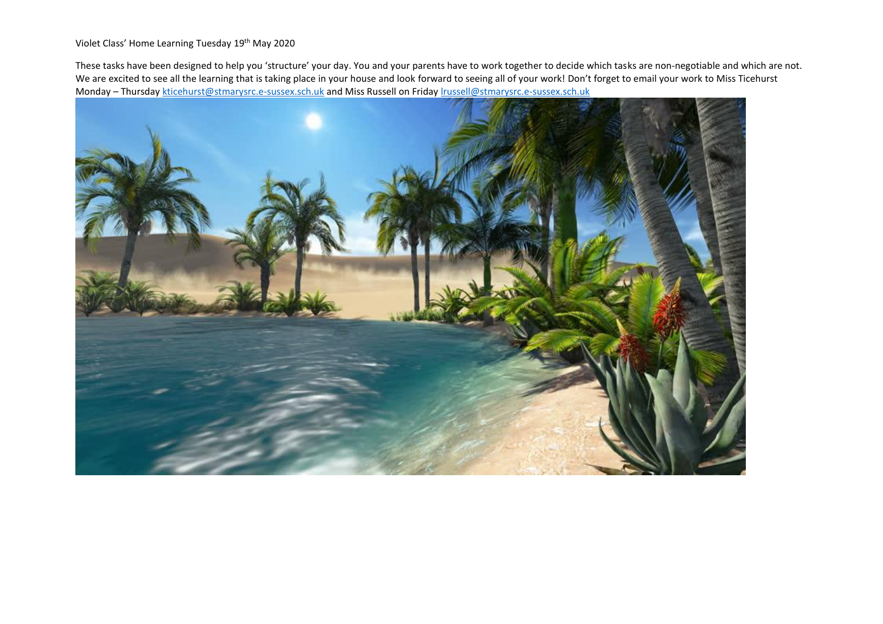Violet Class' Home Learning Tuesday 19th May 2020

These tasks have been designed to help you 'structure' your day. You and your parents have to work together to decide which tasks are non-negotiable and which are not. We are excited to see all the learning that is taking place in your house and look forward to seeing all of your work! Don't forget to email your work to Miss Ticehurst Monday – Thursday kticehurst@stmarysrc.e-sussex.sch.uk and Miss Russell on Friday lrussell@stmarysrc.e-sussex.sch.uk